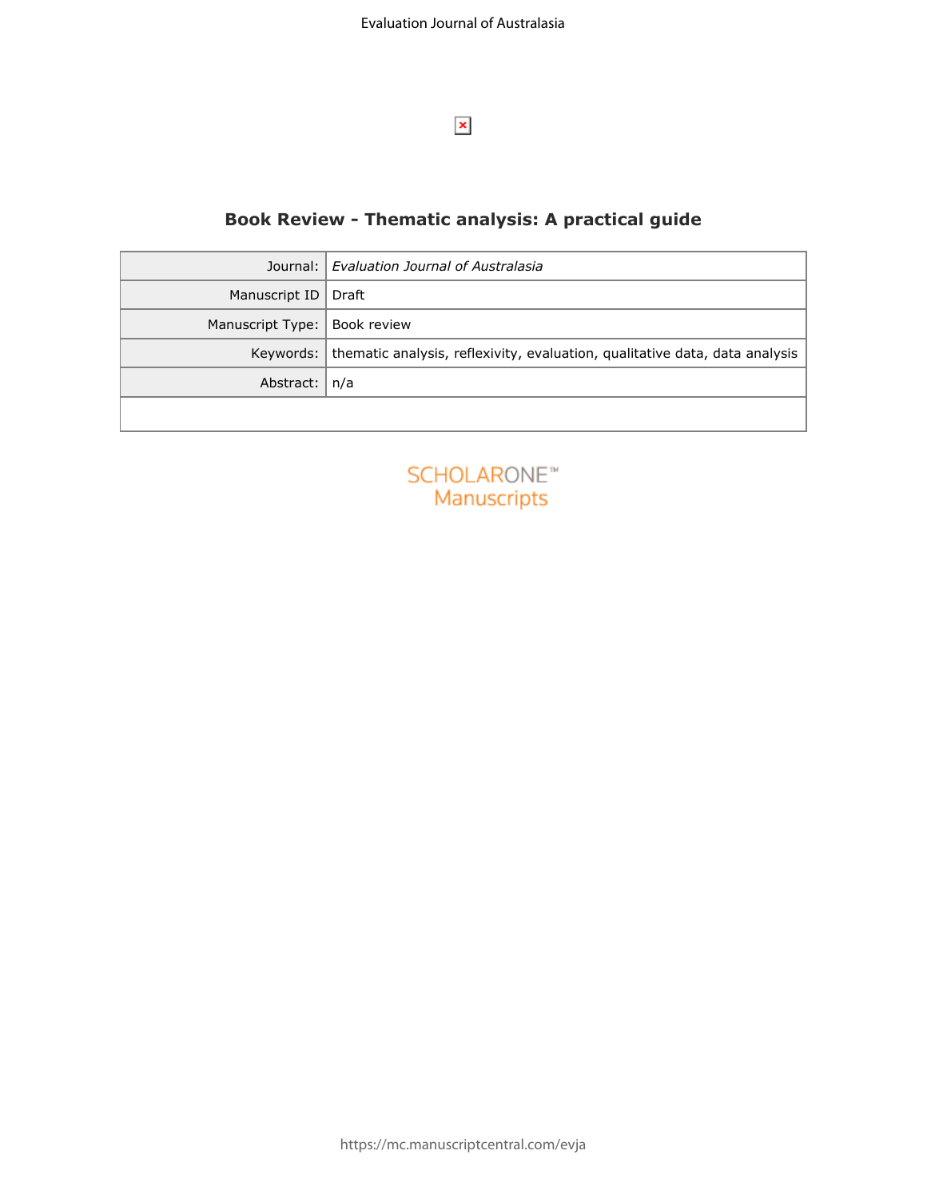# Book Review - Thematic analysis: A practical guide

| Journal: | *Evaluation Journal of Australasia* |
|---|---|
| Manuscript ID | Draft |
| Manuscript Type: | Book review |
| Keywords: | thematic analysis, reflexivity, evaluation, qualitative data, data analysis |
| Abstract: | n/a |

SCHOLARONE™ Manuscripts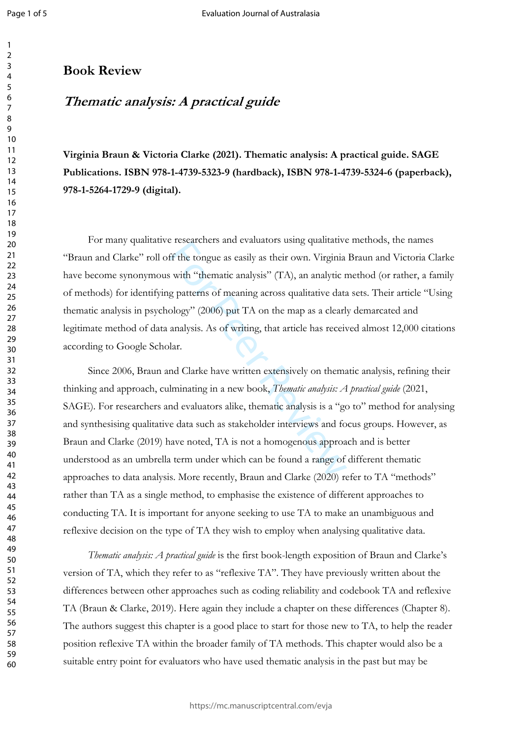# Book Review

## *Thematic analysis: A practical guide*

**Virginia Braun & Victoria Clarke (2021). Thematic analysis: A practical guide. SAGE Publications. ISBN 978-1-4739-5323-9 (hardback), ISBN 978-1-4739-5324-6 (paperback), 978-1-5264-1729-9 (digital).**

For many qualitative researchers and evaluators using qualitative methods, the names "Braun and Clarke" roll off the tongue as easily as their own. Virginia Braun and Victoria Clarke have become synonymous with "thematic analysis" (TA), an analytic method (or rather, a family of methods) for identifying patterns of meaning across qualitative data sets. Their article "Using thematic analysis in psychology" (2006) put TA on the map as a clearly demarcated and legitimate method of data analysis. As of writing, that article has received almost 12,000 citations according to Google Scholar.

Since 2006, Braun and Clarke have written extensively on thematic analysis, refining their thinking and approach, culminating in a new book, *Thematic analysis: A practical guide* (2021, SAGE). For researchers and evaluators alike, thematic analysis is a "go to" method for analysing and synthesising qualitative data such as stakeholder interviews and focus groups. However, as Braun and Clarke (2019) have noted, TA is not a homogenous approach and is better understood as an umbrella term under which can be found a range of different thematic approaches to data analysis. More recently, Braun and Clarke (2020) refer to TA "methods" rather than TA as a single method, to emphasise the existence of different approaches to conducting TA. It is important for anyone seeking to use TA to make an unambiguous and reflexive decision on the type of TA they wish to employ when analysing qualitative data.

*Thematic analysis: A practical guide* is the first book-length exposition of Braun and Clarke's version of TA, which they refer to as "reflexive TA". They have previously written about the differences between other approaches such as coding reliability and codebook TA and reflexive TA (Braun & Clarke, 2019). Here again they include a chapter on these differences (Chapter 8). The authors suggest this chapter is a good place to start for those new to TA, to help the reader position reflexive TA within the broader family of TA methods. This chapter would also be a suitable entry point for evaluators who have used thematic analysis in the past but may be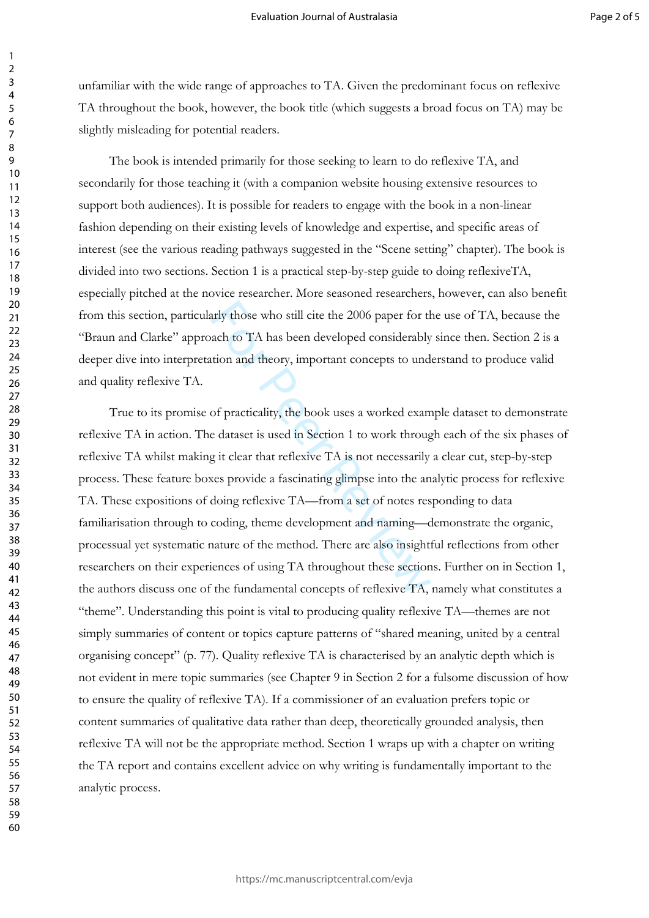unfamiliar with the wide range of approaches to TA. Given the predominant focus on reflexive TA throughout the book, however, the book title (which suggests a broad focus on TA) may be slightly misleading for potential readers.

The book is intended primarily for those seeking to learn to do reflexive TA, and secondarily for those teaching it (with a companion website housing extensive resources to support both audiences). It is possible for readers to engage with the book in a non-linear fashion depending on their existing levels of knowledge and expertise, and specific areas of interest (see the various reading pathways suggested in the "Scene setting" chapter). The book is divided into two sections. Section 1 is a practical step-by-step guide to doing reflexiveTA, especially pitched at the novice researcher. More seasoned researchers, however, can also benefit from this section, particularly those who still cite the 2006 paper for the use of TA, because the "Braun and Clarke" approach to TA has been developed considerably since then. Section 2 is a deeper dive into interpretation and theory, important concepts to understand to produce valid and quality reflexive TA.

True to its promise of practicality, the book uses a worked example dataset to demonstrate reflexive TA in action. The dataset is used in Section 1 to work through each of the six phases of reflexive TA whilst making it clear that reflexive TA is not necessarily a clear cut, step-by-step process. These feature boxes provide a fascinating glimpse into the analytic process for reflexive TA. These expositions of doing reflexive TA—from a set of notes responding to data familiarisation through to coding, theme development and naming—demonstrate the organic, processual yet systematic nature of the method. There are also insightful reflections from other researchers on their experiences of using TA throughout these sections. Further on in Section 1, the authors discuss one of the fundamental concepts of reflexive TA, namely what constitutes a "theme". Understanding this point is vital to producing quality reflexive TA—themes are not simply summaries of content or topics capture patterns of "shared meaning, united by a central organising concept" (p. 77). Quality reflexive TA is characterised by an analytic depth which is not evident in mere topic summaries (see Chapter 9 in Section 2 for a fulsome discussion of how to ensure the quality of reflexive TA). If a commissioner of an evaluation prefers topic or content summaries of qualitative data rather than deep, theoretically grounded analysis, then reflexive TA will not be the appropriate method. Section 1 wraps up with a chapter on writing the TA report and contains excellent advice on why writing is fundamentally important to the analytic process.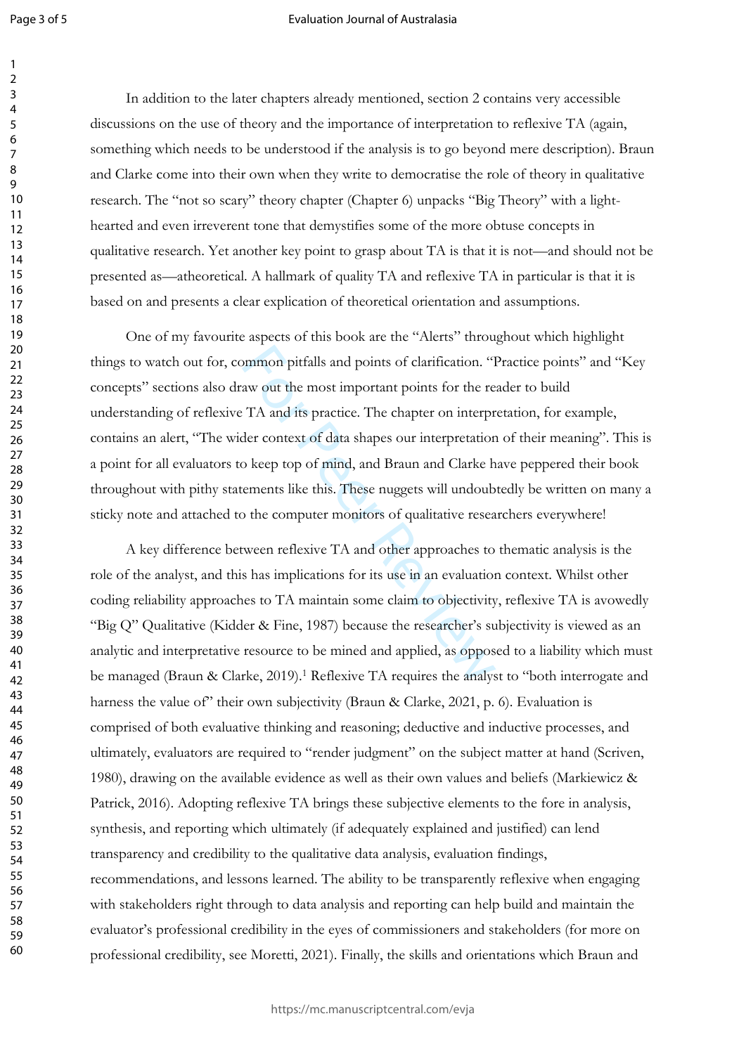In addition to the later chapters already mentioned, section 2 contains very accessible discussions on the use of theory and the importance of interpretation to reflexive TA (again, something which needs to be understood if the analysis is to go beyond mere description). Braun and Clarke come into their own when they write to democratise the role of theory in qualitative research. The "not so scary" theory chapter (Chapter 6) unpacks "Big Theory" with a light-hearted and even irreverent tone that demystifies some of the more obtuse concepts in qualitative research. Yet another key point to grasp about TA is that it is not—and should not be presented as—atheoretical. A hallmark of quality TA and reflexive TA in particular is that it is based on and presents a clear explication of theoretical orientation and assumptions.

One of my favourite aspects of this book are the "Alerts" throughout which highlight things to watch out for, common pitfalls and points of clarification. "Practice points" and "Key concepts" sections also draw out the most important points for the reader to build understanding of reflexive TA and its practice. The chapter on interpretation, for example, contains an alert, "The wider context of data shapes our interpretation of their meaning". This is a point for all evaluators to keep top of mind, and Braun and Clarke have peppered their book throughout with pithy statements like this. These nuggets will undoubtedly be written on many a sticky note and attached to the computer monitors of qualitative researchers everywhere!

A key difference between reflexive TA and other approaches to thematic analysis is the role of the analyst, and this has implications for its use in an evaluation context. Whilst other coding reliability approaches to TA maintain some claim to objectivity, reflexive TA is avowedly "Big Q" Qualitative (Kidder & Fine, 1987) because the researcher's subjectivity is viewed as an analytic and interpretative resource to be mined and applied, as opposed to a liability which must be managed (Braun & Clarke, 2019).[1] Reflexive TA requires the analyst to "both interrogate and harness the value of" their own subjectivity (Braun & Clarke, 2021, p. 6). Evaluation is comprised of both evaluative thinking and reasoning; deductive and inductive processes, and ultimately, evaluators are required to "render judgment" on the subject matter at hand (Scriven, 1980), drawing on the available evidence as well as their own values and beliefs (Markiewicz & Patrick, 2016). Adopting reflexive TA brings these subjective elements to the fore in analysis, synthesis, and reporting which ultimately (if adequately explained and justified) can lend transparency and credibility to the qualitative data analysis, evaluation findings, recommendations, and lessons learned. The ability to be transparently reflexive when engaging with stakeholders right through to data analysis and reporting can help build and maintain the evaluator's professional credibility in the eyes of commissioners and stakeholders (for more on professional credibility, see Moretti, 2021). Finally, the skills and orientations which Braun and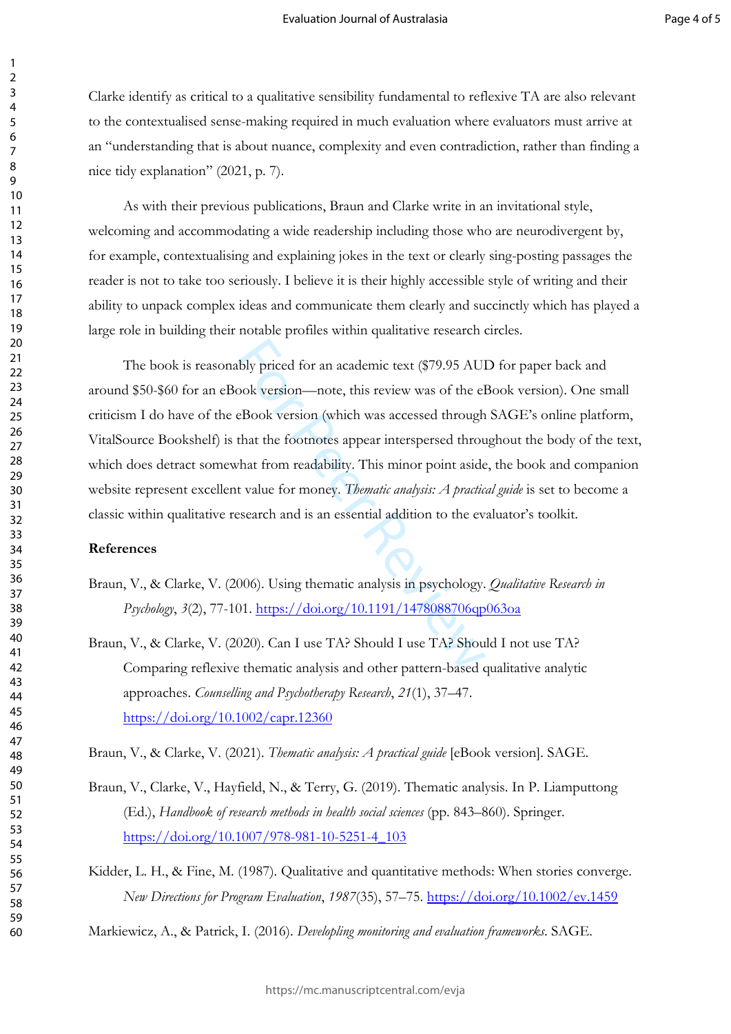Clarke identify as critical to a qualitative sensibility fundamental to reflexive TA are also relevant to the contextualised sense-making required in much evaluation where evaluators must arrive at an "understanding that is about nuance, complexity and even contradiction, rather than finding a nice tidy explanation" (2021, p. 7).

As with their previous publications, Braun and Clarke write in an invitational style, welcoming and accommodating a wide readership including those who are neurodivergent by, for example, contextualising and explaining jokes in the text or clearly sing-posting passages the reader is not to take too seriously. I believe it is their highly accessible style of writing and their ability to unpack complex ideas and communicate them clearly and succinctly which has played a large role in building their notable profiles within qualitative research circles.

The book is reasonably priced for an academic text ($79.95 AUD for paper back and around $50-$60 for an eBook version—note, this review was of the eBook version). One small criticism I do have of the eBook version (which was accessed through SAGE's online platform, VitalSource Bookshelf) is that the footnotes appear interspersed throughout the body of the text, which does detract somewhat from readability. This minor point aside, the book and companion website represent excellent value for money. *Thematic analysis: A practical guide* is set to become a classic within qualitative research and is an essential addition to the evaluator's toolkit.

## References

Braun, V., & Clarke, V. (2006). Using thematic analysis in psychology. *Qualitative Research in Psychology*, *3*(2), 77-101. https://doi.org/10.1191/1478088706qp063oa

Braun, V., & Clarke, V. (2020). Can I use TA? Should I use TA? Should I not use TA? Comparing reflexive thematic analysis and other pattern-based qualitative analytic approaches. *Counselling and Psychotherapy Research*, *21*(1), 37–47. https://doi.org/10.1002/capr.12360

Braun, V., & Clarke, V. (2021). *Thematic analysis: A practical guide* [eBook version]. SAGE.

Braun, V., Clarke, V., Hayfield, N., & Terry, G. (2019). Thematic analysis. In P. Liamputtong (Ed.), *Handbook of research methods in health social sciences* (pp. 843–860). Springer. https://doi.org/10.1007/978-981-10-5251-4_103

Kidder, L. H., & Fine, M. (1987). Qualitative and quantitative methods: When stories converge. *New Directions for Program Evaluation*, *1987*(35), 57–75. https://doi.org/10.1002/ev.1459

Markiewicz, A., & Patrick, I. (2016). *Devloping monitoring and evaluation frameworks*. SAGE.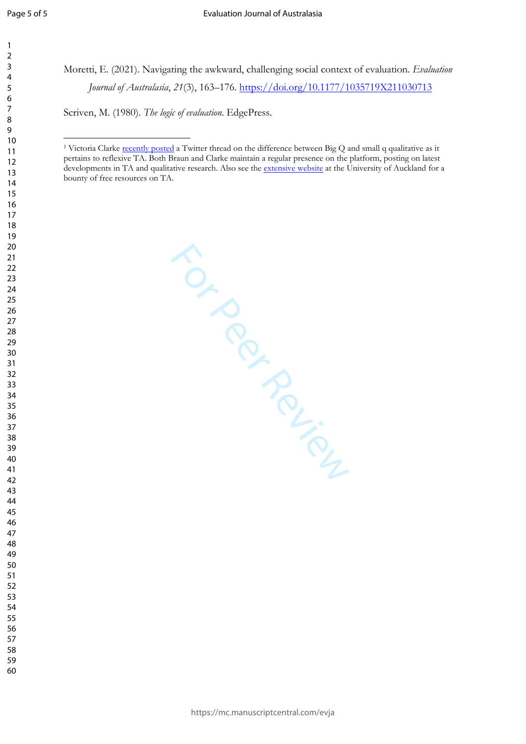Moretti, E. (2021). Navigating the awkward, challenging social context of evaluation. *Evaluation Journal of Australasia*, *21*(3), 163–176. https://doi.org/10.1177/1035719X211030713

Scriven, M. (1980). *The logic of evaluation*. EdgePress.

---

[1] Victoria Clarke recently posted a Twitter thread on the difference between Big Q and small q qualitative as it pertains to reflexive TA. Both Braun and Clarke maintain a regular presence on the platform, posting on latest developments in TA and qualitative research. Also see the extensive website at the University of Auckland for a bounty of free resources on TA.